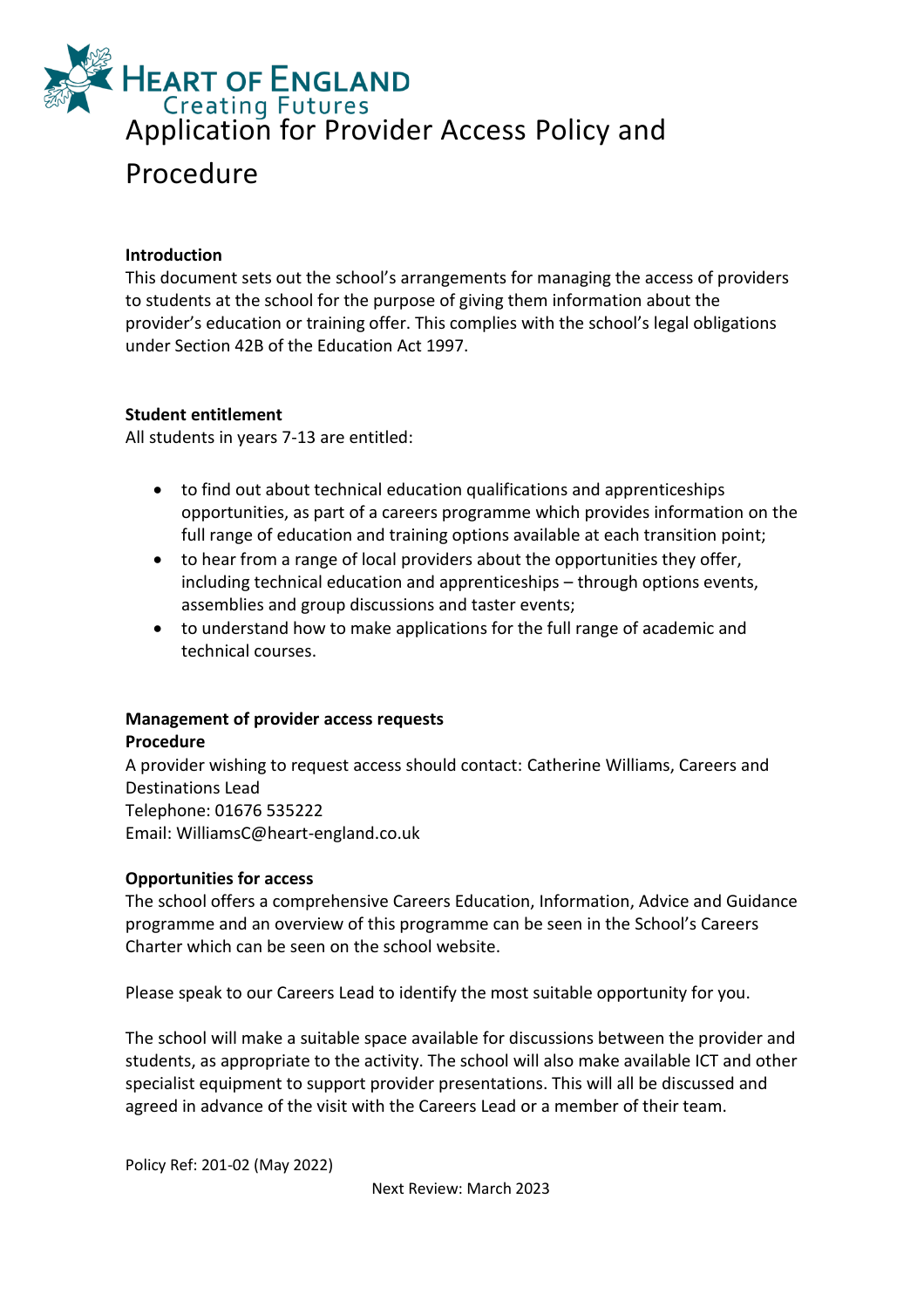HEART OF ENGLAND
Creating Futures

# Application for Provider Access Policy and Procedure

**Introduction**

This document sets out the school's arrangements for managing the access of providers to students at the school for the purpose of giving them information about the provider's education or training offer. This complies with the school's legal obligations under Section 42B of the Education Act 1997.

**Student entitlement**

All students in years 7-13 are entitled:

- to find out about technical education qualifications and apprenticeships opportunities, as part of a careers programme which provides information on the full range of education and training options available at each transition point;
- to hear from a range of local providers about the opportunities they offer, including technical education and apprenticeships – through options events, assemblies and group discussions and taster events;
- to understand how to make applications for the full range of academic and technical courses.

**Management of provider access requests**

**Procedure**

A provider wishing to request access should contact: Catherine Williams, Careers and Destinations Lead
Telephone: 01676 535222
Email: WilliamsC@heart-england.co.uk

**Opportunities for access**

The school offers a comprehensive Careers Education, Information, Advice and Guidance programme and an overview of this programme can be seen in the School's Careers Charter which can be seen on the school website.

Please speak to our Careers Lead to identify the most suitable opportunity for you.

The school will make a suitable space available for discussions between the provider and students, as appropriate to the activity. The school will also make available ICT and other specialist equipment to support provider presentations. This will all be discussed and agreed in advance of the visit with the Careers Lead or a member of their team.

Policy Ref: 201-02 (May 2022)

Next Review: March 2023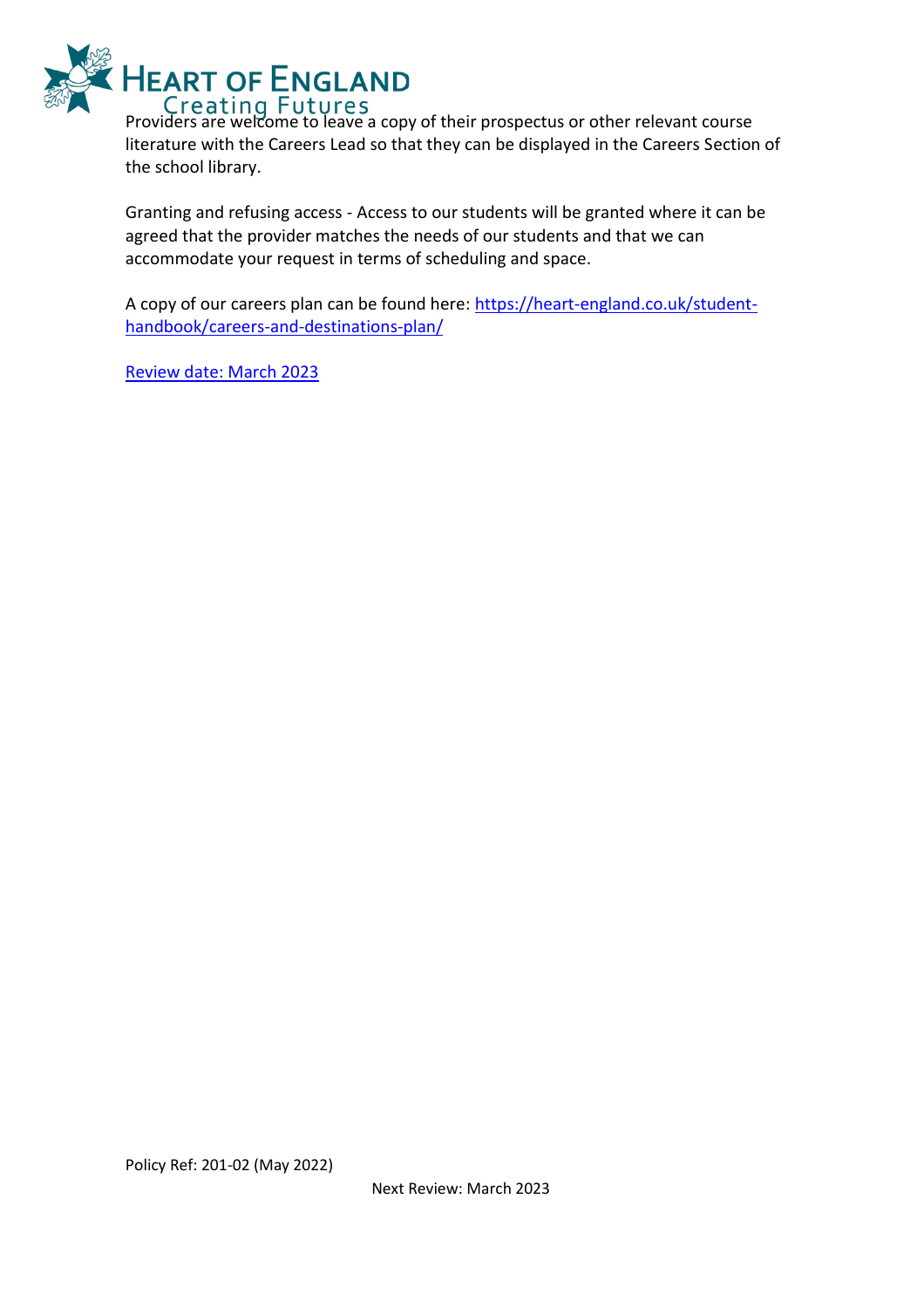Providers are welcome to leave a copy of their prospectus or other relevant course literature with the Careers Lead so that they can be displayed in the Careers Section of the school library.

Granting and refusing access - Access to our students will be granted where it can be agreed that the provider matches the needs of our students and that we can accommodate your request in terms of scheduling and space.

A copy of our careers plan can be found here: [https://heart-england.co.uk/student-handbook/careers-and-destinations-plan/](https://heart-england.co.uk/student-handbook/careers-and-destinations-plan/)

Review date: March 2023

Policy Ref: 201-02 (May 2022)

Next Review: March 2023